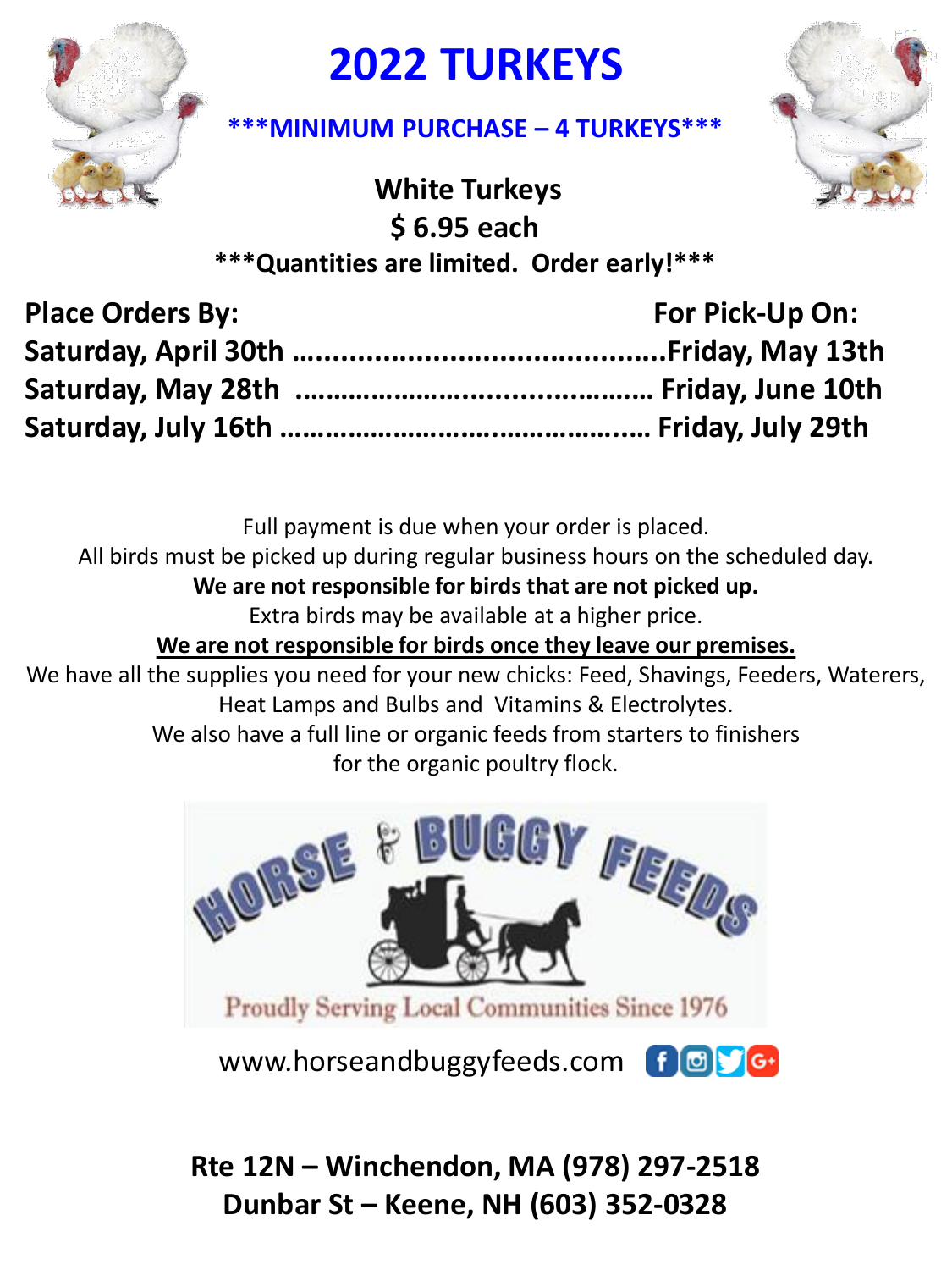# 2022 TURKEYS

**\*\*\*MINIMUM PURCHASE – 4 TURKEYS\*\*\***

**White Turkeys**
**$ 6.95 each**

**\*\*\*Quantities are limited. Order early!\*\*\***

| Place Orders By: | For Pick-Up On: |
| --- | --- |
| Saturday, April 30th | Friday, May 13th |
| Saturday, May 28th | Friday, June 10th |
| Saturday, July 16th | Friday, July 29th |

Full payment is due when your order is placed.
All birds must be picked up during regular business hours on the scheduled day.
**We are not responsible for birds that are not picked up.**
Extra birds may be available at a higher price.
**<u>We are not responsible for birds once they leave our premises.</u>**
We have all the supplies you need for your new chicks: Feed, Shavings, Feeders, Waterers, Heat Lamps and Bulbs and Vitamins & Electrolytes.
We also have a full line or organic feeds from starters to finishers for the organic poultry flock.

HORSE & BUGGY FEEDS

Proudly Serving Local Communities Since 1976

www.horseandbuggyfeeds.com

**Rte 12N – Winchendon, MA (978) 297-2518**
**Dunbar St – Keene, NH (603) 352-0328**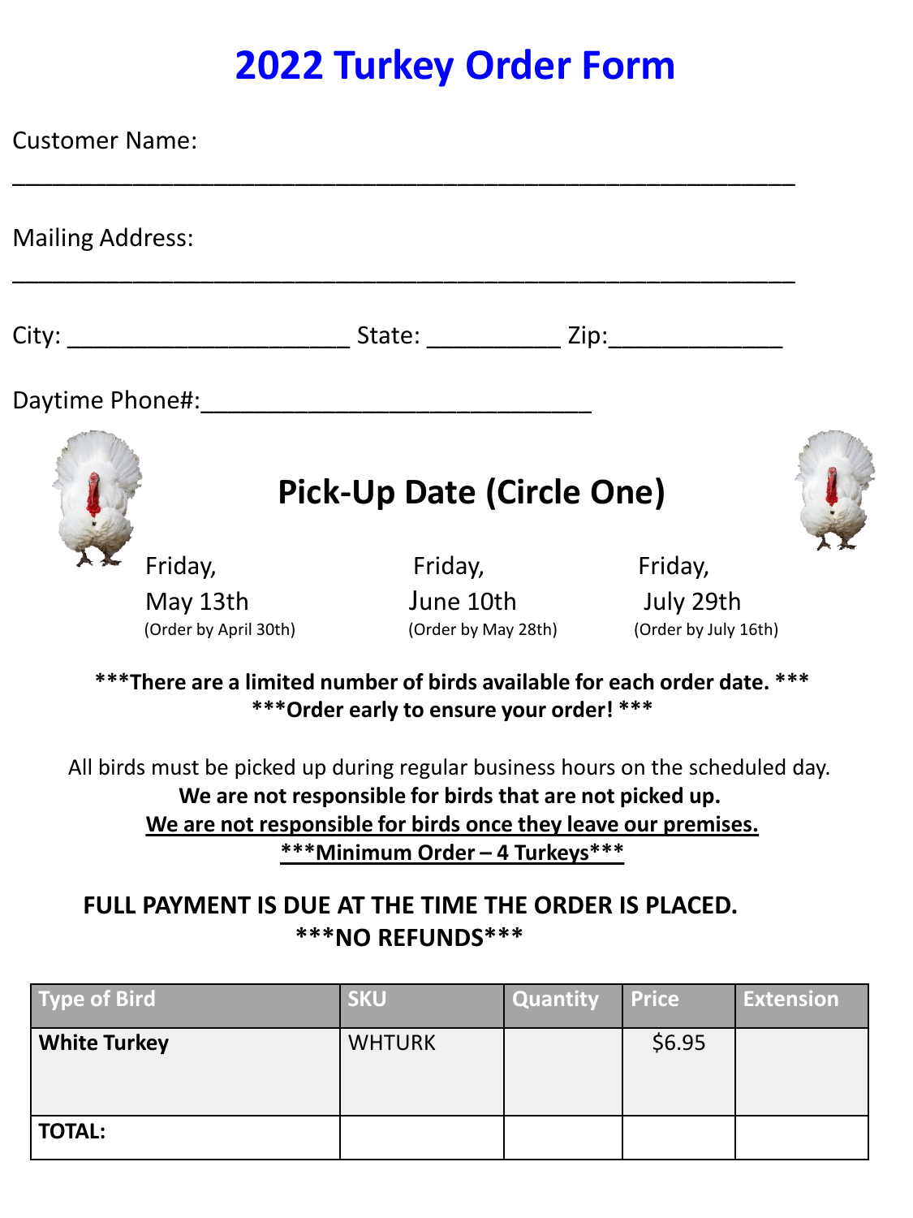# 2022 Turkey Order Form

Customer Name:

\_\_\_\_\_\_\_\_\_\_\_\_\_\_\_\_\_\_\_\_\_\_\_\_\_\_\_\_\_\_\_\_\_\_\_\_\_\_\_\_\_\_\_\_\_\_\_\_\_\_\_\_\_\_\_\_

Mailing Address:

\_\_\_\_\_\_\_\_\_\_\_\_\_\_\_\_\_\_\_\_\_\_\_\_\_\_\_\_\_\_\_\_\_\_\_\_\_\_\_\_\_\_\_\_\_\_\_\_\_\_\_\_\_\_\_\_

City: \_\_\_\_\_\_\_\_\_\_\_\_\_\_\_\_\_\_\_\_\_ State: \_\_\_\_\_\_\_\_\_\_ Zip:\_\_\_\_\_\_\_\_\_\_\_\_\_

Daytime Phone#:\_\_\_\_\_\_\_\_\_\_\_\_\_\_\_\_\_\_\_\_\_\_\_\_\_\_\_\_\_\_

## Pick-Up Date (Circle One)

| | | |
|---|---|---|
| Friday, May 13th (Order by April 30th) | Friday, June 10th (Order by May 28th) | Friday, July 29th (Order by July 16th) |

**\*\*\*There are a limited number of birds available for each order date. \*\*\***
**\*\*\*Order early to ensure your order! \*\*\***

All birds must be picked up during regular business hours on the scheduled day.
**We are not responsible for birds that are not picked up.**
**We are not responsible for birds once they leave our premises.**
**\*\*\*Minimum Order – 4 Turkeys\*\*\***

**FULL PAYMENT IS DUE AT THE TIME THE ORDER IS PLACED.**
**\*\*\*NO REFUNDS\*\*\***

| Type of Bird | SKU | Quantity | Price | Extension |
|---|---|---|---|---|
| **White Turkey** | WHTURK | | $6.95 | |
| **TOTAL:** | | | | |